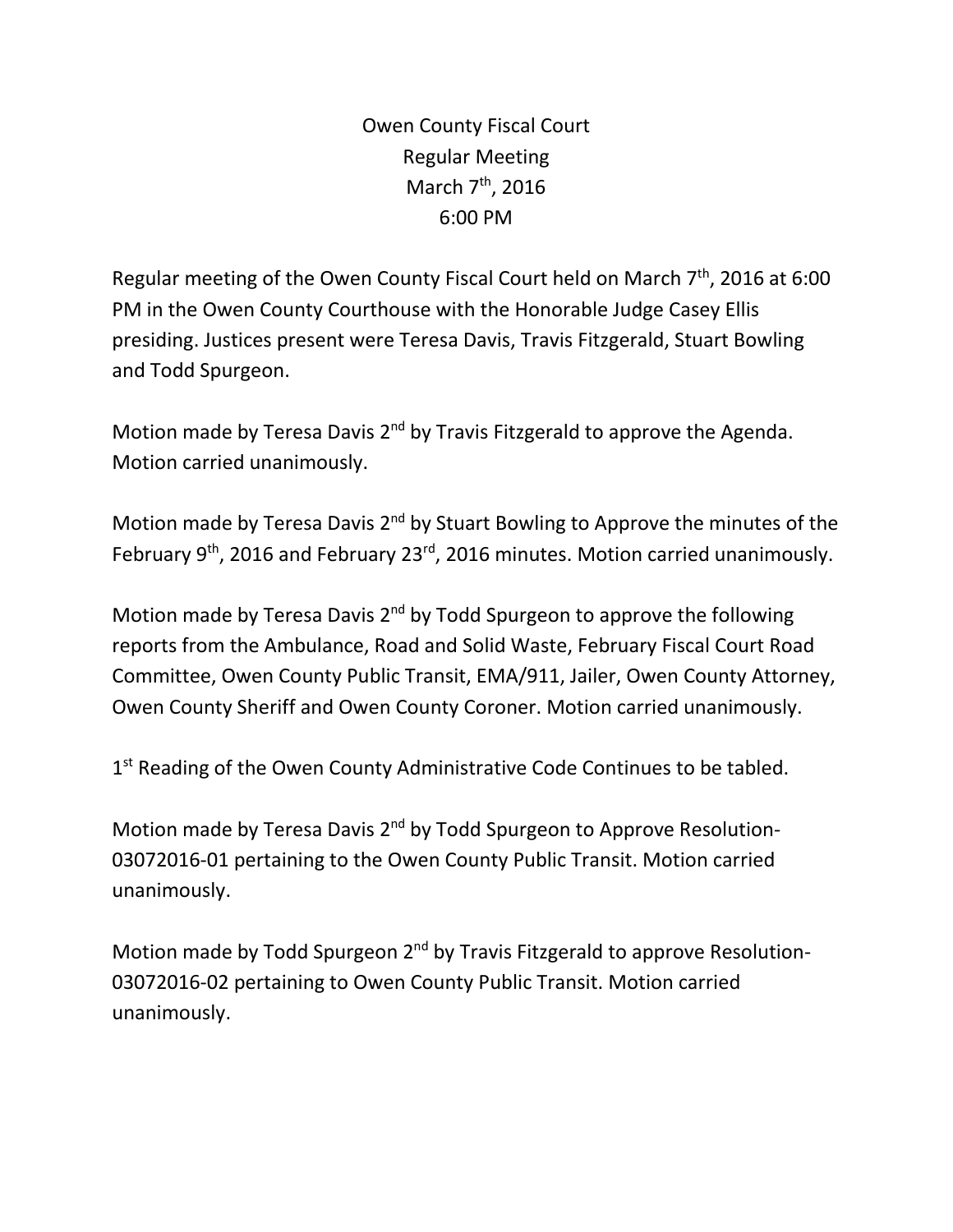# Owen County Fiscal Court
## Regular Meeting
## March 7th, 2016
## 6:00 PM

Regular meeting of the Owen County Fiscal Court held on March 7th, 2016 at 6:00 PM in the Owen County Courthouse with the Honorable Judge Casey Ellis presiding. Justices present were Teresa Davis, Travis Fitzgerald, Stuart Bowling and Todd Spurgeon.

Motion made by Teresa Davis 2nd by Travis Fitzgerald to approve the Agenda. Motion carried unanimously.

Motion made by Teresa Davis 2nd by Stuart Bowling to Approve the minutes of the February 9th, 2016 and February 23rd, 2016 minutes. Motion carried unanimously.

Motion made by Teresa Davis 2nd by Todd Spurgeon to approve the following reports from the Ambulance, Road and Solid Waste, February Fiscal Court Road Committee, Owen County Public Transit, EMA/911, Jailer, Owen County Attorney, Owen County Sheriff and Owen County Coroner. Motion carried unanimously.

1st Reading of the Owen County Administrative Code Continues to be tabled.

Motion made by Teresa Davis 2nd by Todd Spurgeon to Approve Resolution-03072016-01 pertaining to the Owen County Public Transit. Motion carried unanimously.

Motion made by Todd Spurgeon 2nd by Travis Fitzgerald to approve Resolution-03072016-02 pertaining to Owen County Public Transit. Motion carried unanimously.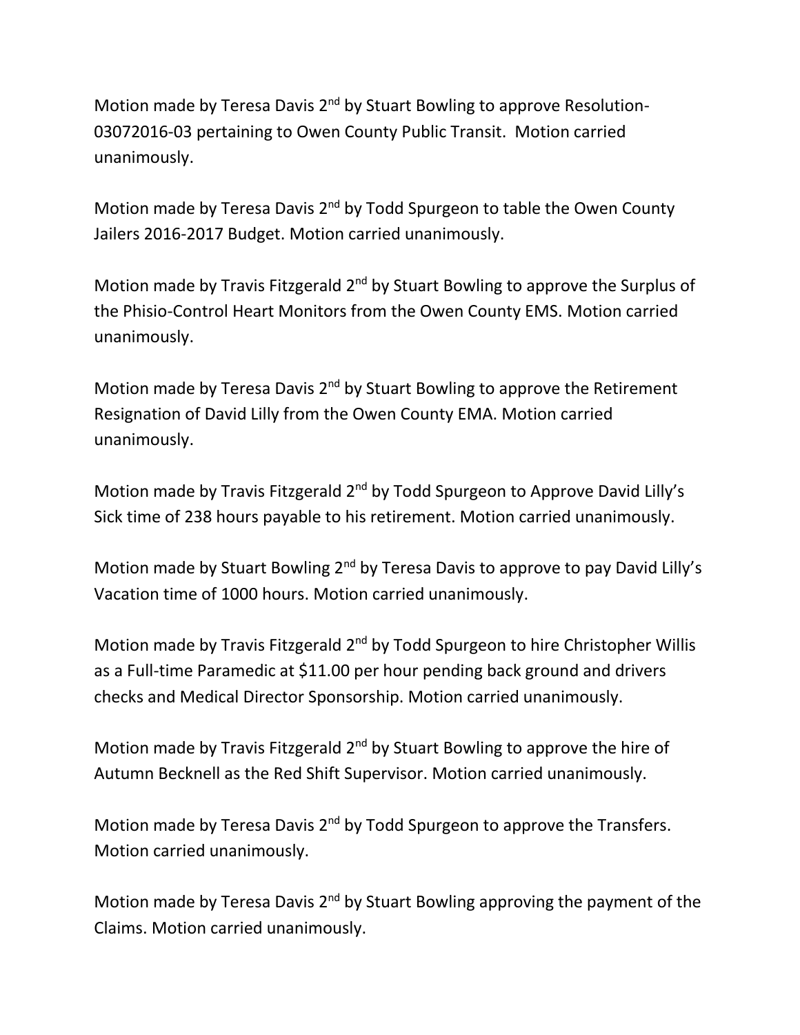Motion made by Teresa Davis 2nd by Stuart Bowling to approve Resolution-03072016-03 pertaining to Owen County Public Transit. Motion carried unanimously.

Motion made by Teresa Davis 2nd by Todd Spurgeon to table the Owen County Jailers 2016-2017 Budget. Motion carried unanimously.

Motion made by Travis Fitzgerald 2nd by Stuart Bowling to approve the Surplus of the Phisio-Control Heart Monitors from the Owen County EMS. Motion carried unanimously.

Motion made by Teresa Davis 2nd by Stuart Bowling to approve the Retirement Resignation of David Lilly from the Owen County EMA. Motion carried unanimously.

Motion made by Travis Fitzgerald 2nd by Todd Spurgeon to Approve David Lilly's Sick time of 238 hours payable to his retirement. Motion carried unanimously.

Motion made by Stuart Bowling 2nd by Teresa Davis to approve to pay David Lilly's Vacation time of 1000 hours. Motion carried unanimously.

Motion made by Travis Fitzgerald 2nd by Todd Spurgeon to hire Christopher Willis as a Full-time Paramedic at $11.00 per hour pending back ground and drivers checks and Medical Director Sponsorship. Motion carried unanimously.

Motion made by Travis Fitzgerald 2nd by Stuart Bowling to approve the hire of Autumn Becknell as the Red Shift Supervisor. Motion carried unanimously.

Motion made by Teresa Davis 2nd by Todd Spurgeon to approve the Transfers. Motion carried unanimously.

Motion made by Teresa Davis 2nd by Stuart Bowling approving the payment of the Claims. Motion carried unanimously.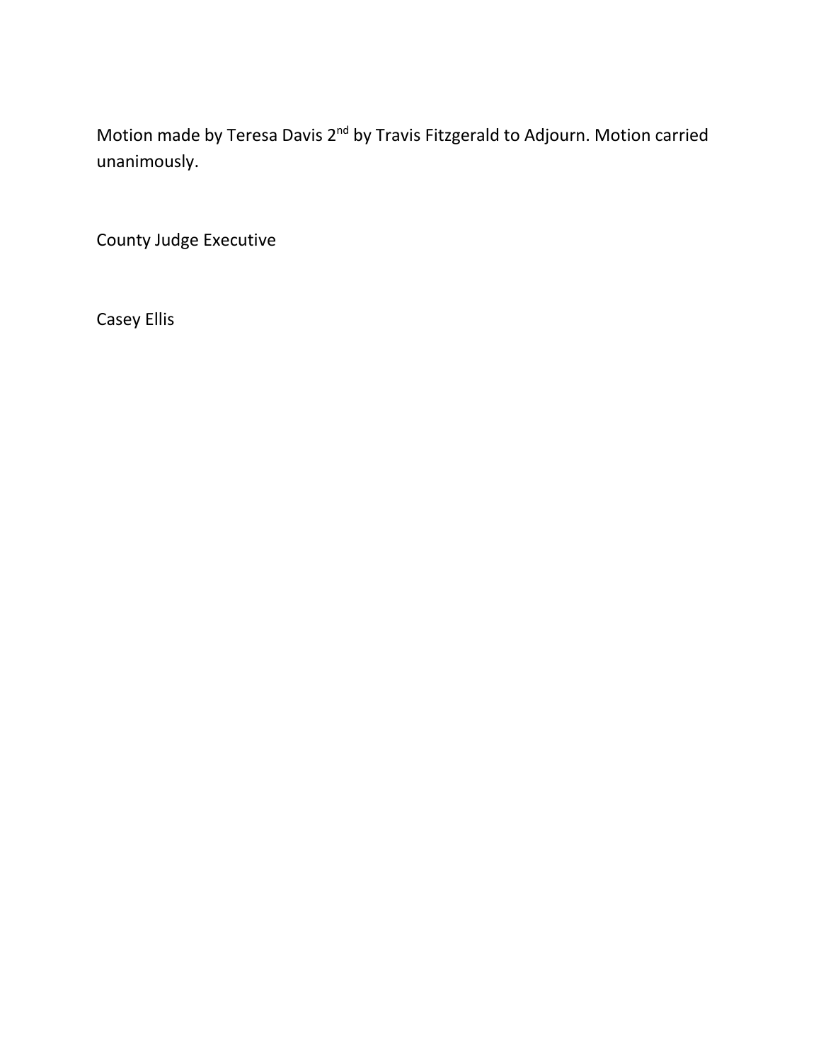Motion made by Teresa Davis 2nd by Travis Fitzgerald to Adjourn. Motion carried unanimously.

County Judge Executive

Casey Ellis